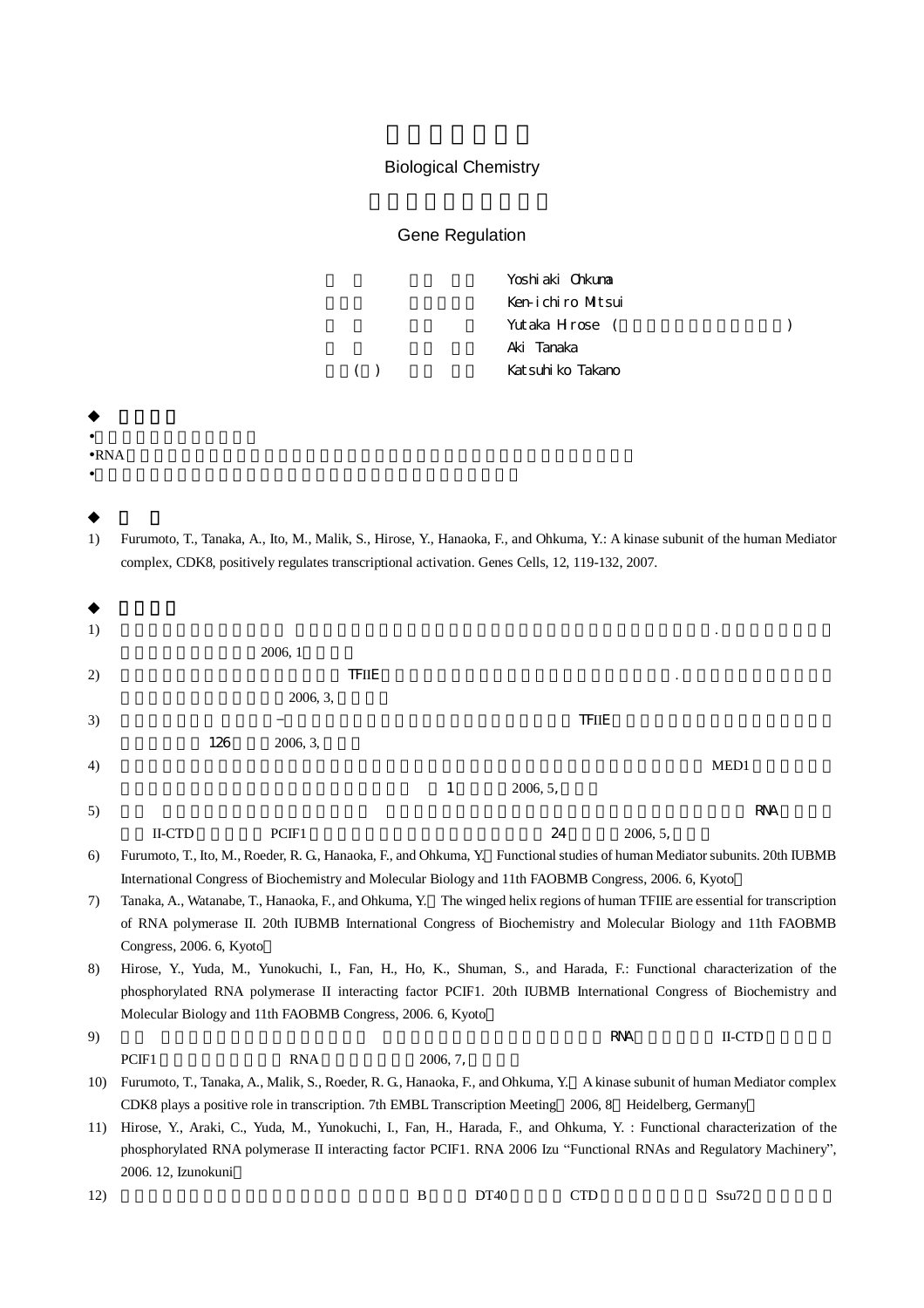Biological Chemistry

Gene Regulation

| | |
|---|---|
| | Yoshiaki Ohkuma |
| | Ken-ichiro Mitsui |
| | Yutaka Hirose ( ) |
| | Aki Tanaka |
| ( ) | Katsuhiko Takano |

## ◆

- •
- •RNA
- •

## ◆

1) Furumoto, T., Tanaka, A., Ito, M., Malik, S., Hirose, Y., Hanaoka, F., and Ohkuma, Y.: A kinase subunit of the human Mediator complex, CDK8, positively regulates transcriptional activation. Genes Cells, 12, 119-132, 2007.

## ◆

1) . 2006, 1
2) TFIIE . 2006, 3,
3) – TFIIE 126 2006, 3,
4) MED1 1 2006, 5,
5) RNA II-CTD PCIF1 24 2006, 5,
6) Furumoto, T., Ito, M., Roeder, R. G., Hanaoka, F., and Ohkuma, Y. Functional studies of human Mediator subunits. 20th IUBMB International Congress of Biochemistry and Molecular Biology and 11th FAOBMB Congress, 2006. 6, Kyoto
7) Tanaka, A., Watanabe, T., Hanaoka, F., and Ohkuma, Y. The winged helix regions of human TFIIE are essential for transcription of RNA polymerase II. 20th IUBMB International Congress of Biochemistry and Molecular Biology and 11th FAOBMB Congress, 2006. 6, Kyoto
8) Hirose, Y., Yuda, M., Yunokuchi, I., Fan, H., Ho, K., Shuman, S., and Harada, F.: Functional characterization of the phosphorylated RNA polymerase II interacting factor PCIF1. 20th IUBMB International Congress of Biochemistry and Molecular Biology and 11th FAOBMB Congress, 2006. 6, Kyoto
9) RNA II-CTD PCIF1 RNA 2006, 7,
10) Furumoto, T., Tanaka, A., Malik, S., Roeder, R. G., Hanaoka, F., and Ohkuma, Y. A kinase subunit of human Mediator complex CDK8 plays a positive role in transcription. 7th EMBL Transcription Meeting 2006, 8 Heidelberg, Germany
11) Hirose, Y., Araki, C., Yuda, M., Yunokuchi, I., Fan, H., Harada, F., and Ohkuma, Y. : Functional characterization of the phosphorylated RNA polymerase II interacting factor PCIF1. RNA 2006 Izu "Functional RNAs and Regulatory Machinery", 2006. 12, Izunokuni
12) B DT40 CTD Ssu72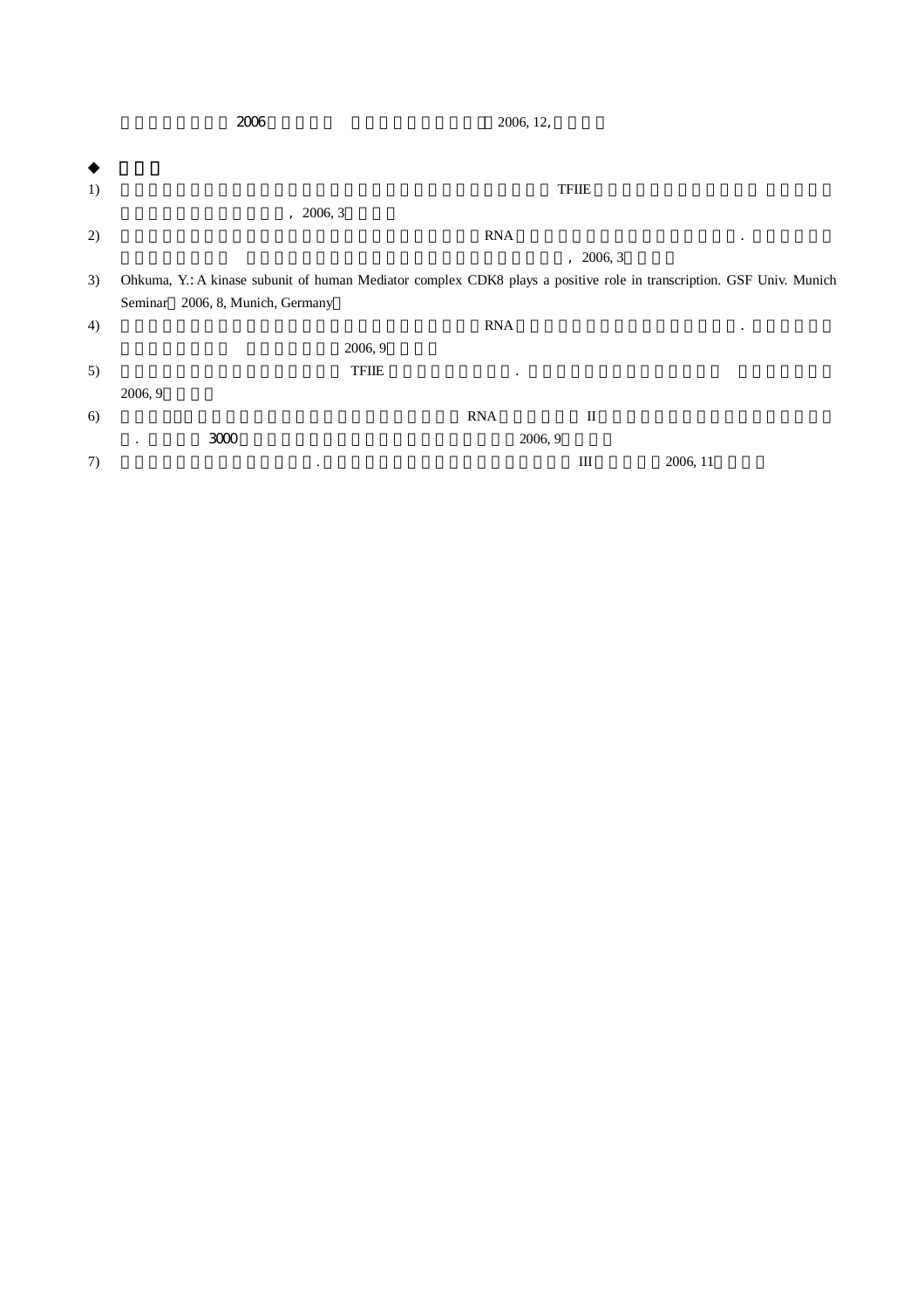2006 2006, 12,

◆

1) TFIIE , 2006, 3

2) RNA . , 2006, 3

3) Ohkuma, Y.: A kinase subunit of human Mediator complex CDK8 plays a positive role in transcription. GSF Univ. Munich Seminar 2006, 8, Munich, Germany

4) RNA . 2006, 9

5) TFIIE . 2006, 9

6) RNA II . 3000 2006, 9

7) . III 2006, 11